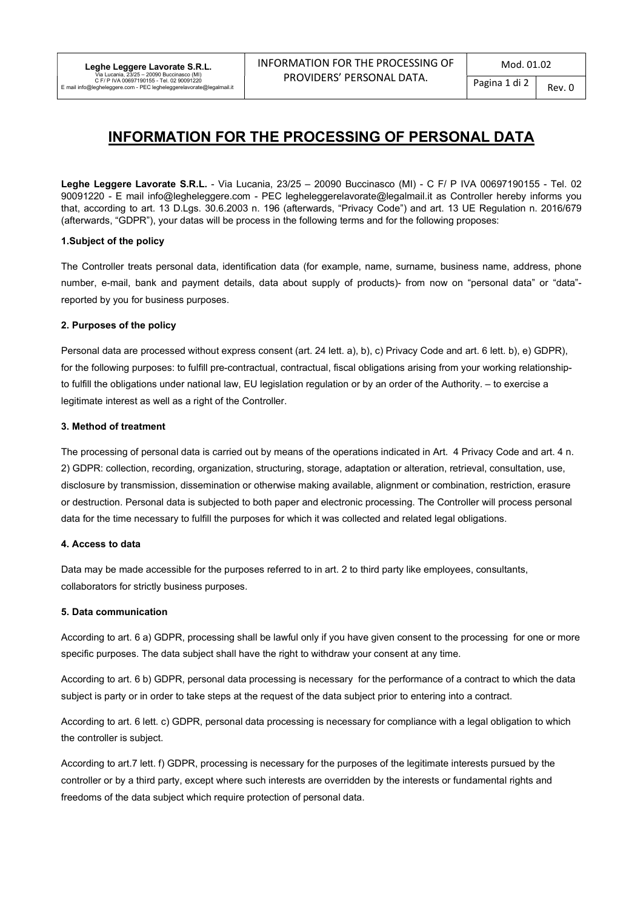# INFORMATION FOR THE PROCESSING OF PERSONAL DATA

**Leghe Leggere Lavorate S.R.L.** - Via Lucania, 23/25 – 20090 Buccinasco (MI) - C F/ P IVA 00697190155 - Tel. 02 90091220 - E mail info@legheleggere.com - PEC legheleggerelavorate@legalmail.it as Controller hereby informs you that, according to art. 13 D.Lgs. 30.6.2003 n. 196 (afterwards, "Privacy Code") and art. 13 UE Regulation n. 2016/679 (afterwards, "GDPR"), your datas will be process in the following terms and for the following proposes:

#### 1.Subject of the policy

The Controller treats personal data, identification data (for example, name, surname, business name, address, phone number, e-mail, bank and payment details, data about supply of products)- from now on "personal data" or "data"- reported by you for business purposes.

#### 2. Purposes of the policy

Personal data are processed without express consent (art. 24 lett. a), b), c) Privacy Code and art. 6 lett. b), e) GDPR), for the following purposes: to fulfill pre-contractual, contractual, fiscal obligations arising from your working relationship- to fulfill the obligations under national law, EU legislation regulation or by an order of the Authority. – to exercise a legitimate interest as well as a right of the Controller.

#### 3. Method of treatment

The processing of personal data is carried out by means of the operations indicated in Art. 4 Privacy Code and art. 4 n. 2) GDPR: collection, recording, organization, structuring, storage, adaptation or alteration, retrieval, consultation, use, disclosure by transmission, dissemination or otherwise making available, alignment or combination, restriction, erasure or destruction. Personal data is subjected to both paper and electronic processing. The Controller will process personal data for the time necessary to fulfill the purposes for which it was collected and related legal obligations.

#### 4. Access to data

Data may be made accessible for the purposes referred to in art. 2 to third party like employees, consultants, collaborators for strictly business purposes.

#### 5. Data communication

According to art. 6 a) GDPR, processing shall be lawful only if you have given consent to the processing for one or more specific purposes. The data subject shall have the right to withdraw your consent at any time.

According to art. 6 b) GDPR, personal data processing is necessary for the performance of a contract to which the data subject is party or in order to take steps at the request of the data subject prior to entering into a contract.

According to art. 6 lett. c) GDPR, personal data processing is necessary for compliance with a legal obligation to which the controller is subject.

According to art.7 lett. f) GDPR, processing is necessary for the purposes of the legitimate interests pursued by the controller or by a third party, except where such interests are overridden by the interests or fundamental rights and freedoms of the data subject which require protection of personal data.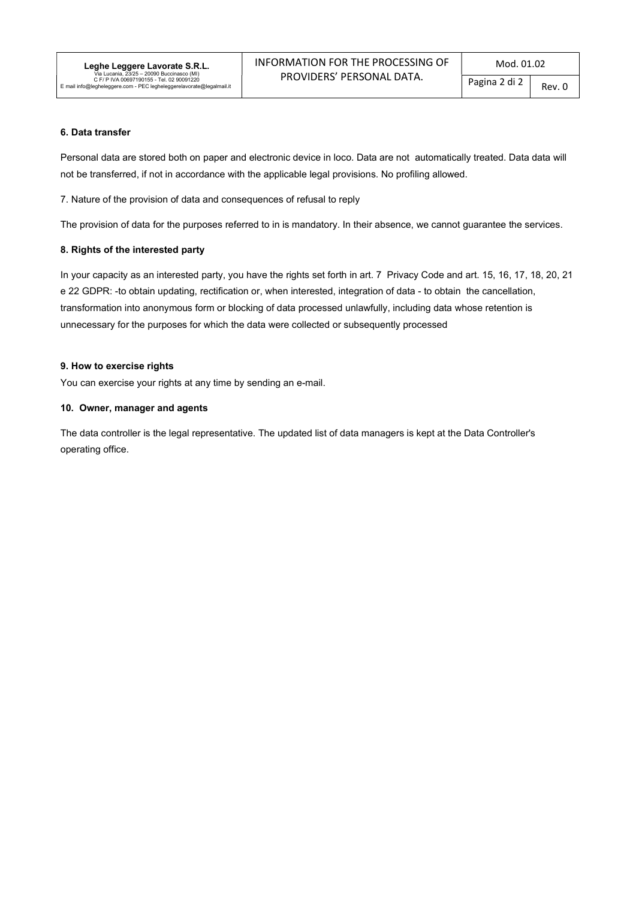**6. Data transfer**

Personal data are stored both on paper and electronic device in loco. Data are not automatically treated. Data data will not be transferred, if not in accordance with the applicable legal provisions. No profiling allowed.

7. Nature of the provision of data and consequences of refusal to reply

The provision of data for the purposes referred to in is mandatory. In their absence, we cannot guarantee the services.

**8. Rights of the interested party**

In your capacity as an interested party, you have the rights set forth in art. 7 Privacy Code and art. 15, 16, 17, 18, 20, 21 e 22 GDPR: -to obtain updating, rectification or, when interested, integration of data - to obtain the cancellation, transformation into anonymous form or blocking of data processed unlawfully, including data whose retention is unnecessary for the purposes for which the data were collected or subsequently processed

**9. How to exercise rights**

You can exercise your rights at any time by sending an e-mail.

**10. Owner, manager and agents**

The data controller is the legal representative. The updated list of data managers is kept at the Data Controller's operating office.